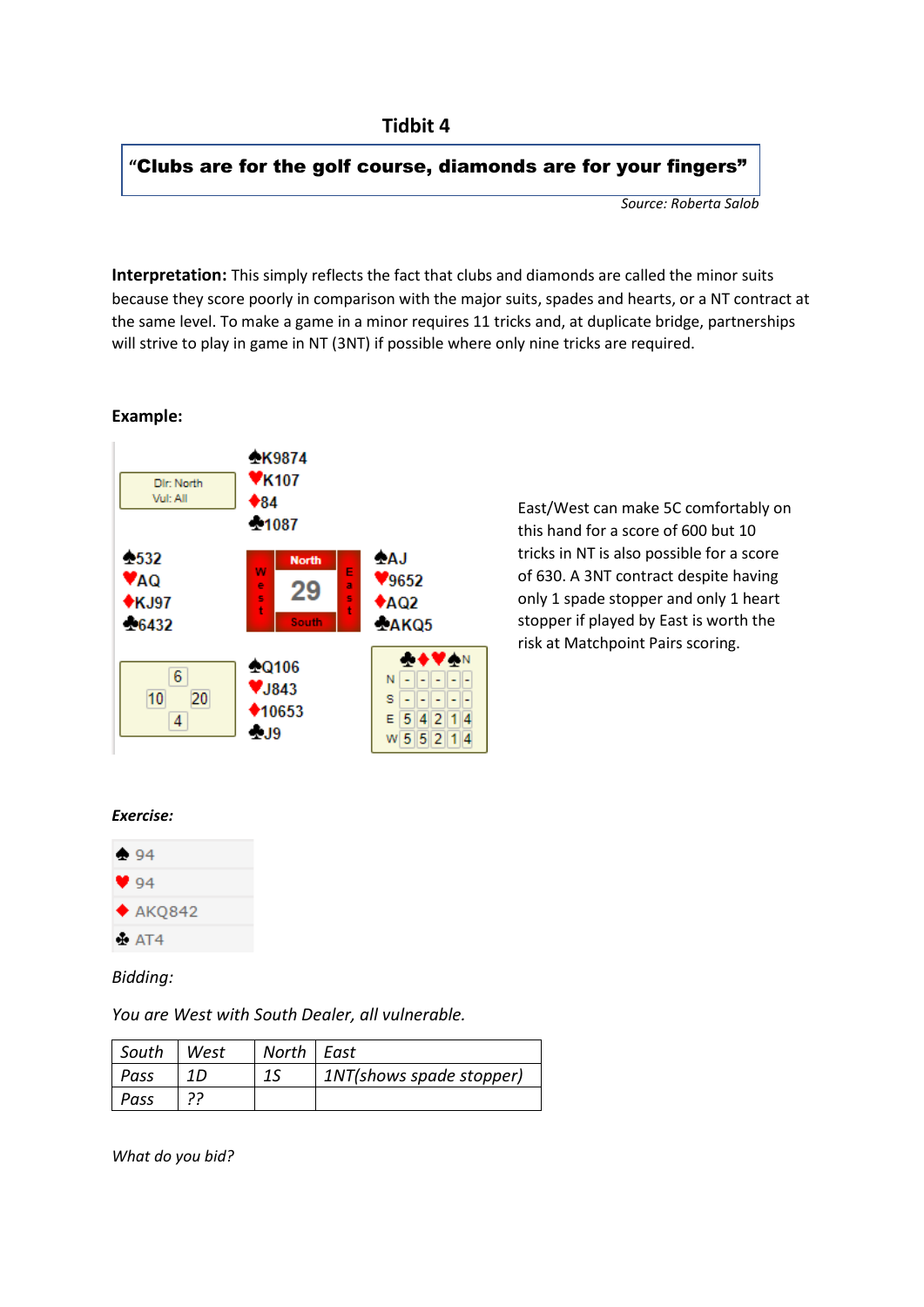# Tidbit 4

**"Clubs are for the golf course, diamonds are for your fingers"**

*Source: Roberta Salob*

**Interpretation:** This simply reflects the fact that clubs and diamonds are called the minor suits because they score poorly in comparison with the major suits, spades and hearts, or a NT contract at the same level. To make a game in a minor requires 11 tricks and, at duplicate bridge, partnerships will strive to play in game in NT (3NT) if possible where only nine tricks are required.

**Example:**

Dlr: North
Vul: All

North
♠K9874
♥K107
♦84
♣1087

West
♠532
♥AQ
♦KJ97
♣6432

East
♠AJ
♥9652
♦AQ2
♣AKQ5

South
♠Q106
♥J843
♦10653
♣J9

29

6
10 20
4

| | ♣ | ♦ | ♥ | ♠ | N |
|---|---|---|---|---|---|
| N | - | - | - | - | - |
| S | - | - | - | - | - |
| E | 5 | 4 | 2 | 1 | 4 |
| W | 5 | 5 | 2 | 1 | 4 |

East/West can make 5C comfortably on this hand for a score of 600 but 10 tricks in NT is also possible for a score of 630. A 3NT contract despite having only 1 spade stopper and only 1 heart stopper if played by East is worth the risk at Matchpoint Pairs scoring.

***Exercise:***

♠ 94
♥ 94
♦ AKQ842
♣ AT4

*Bidding:*

*You are West with South Dealer, all vulnerable.*

| South | West | North | East |
|---|---|---|---|
| Pass | 1D | 1S | 1NT(shows spade stopper) |
| Pass | ?? | | |

*What do you bid?*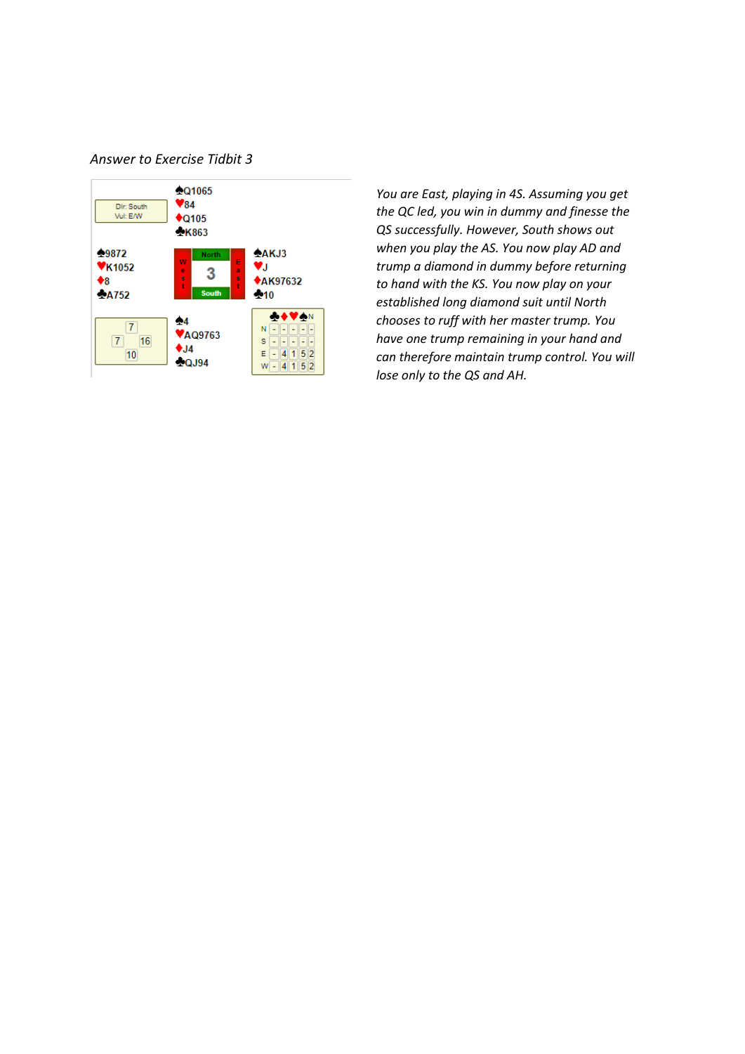*Answer to Exercise Tidbit 3*

Dlr: South
Vul: E/W

North
♠Q1065
♥84
♦Q105
♣K863

West
♠9872
♥K1052
♦8
♣A752

East
♠AKJ3
♥J
♦AK97632
♣10

South
♠4
♥AQ9763
♦J4
♣QJ94

HCP: North 7, West 7, East 16, South 10

| | ♣ | ♦ | ♥ | ♠ | N |
|---|---|---|---|---|---|
| N | - | - | - | - | - |
| S | - | - | - | - | - |
| E | - | 4 | 1 | 5 | 2 |
| W | - | 4 | 1 | 5 | 2 |

*You are East, playing in 4S. Assuming you get the QC led, you win in dummy and finesse the QS successfully. However, South shows out when you play the AS. You now play AD and trump a diamond in dummy before returning to hand with the KS. You now play on your established long diamond suit until North chooses to ruff with her master trump. You have one trump remaining in your hand and can therefore maintain trump control. You will lose only to the QS and AH.*